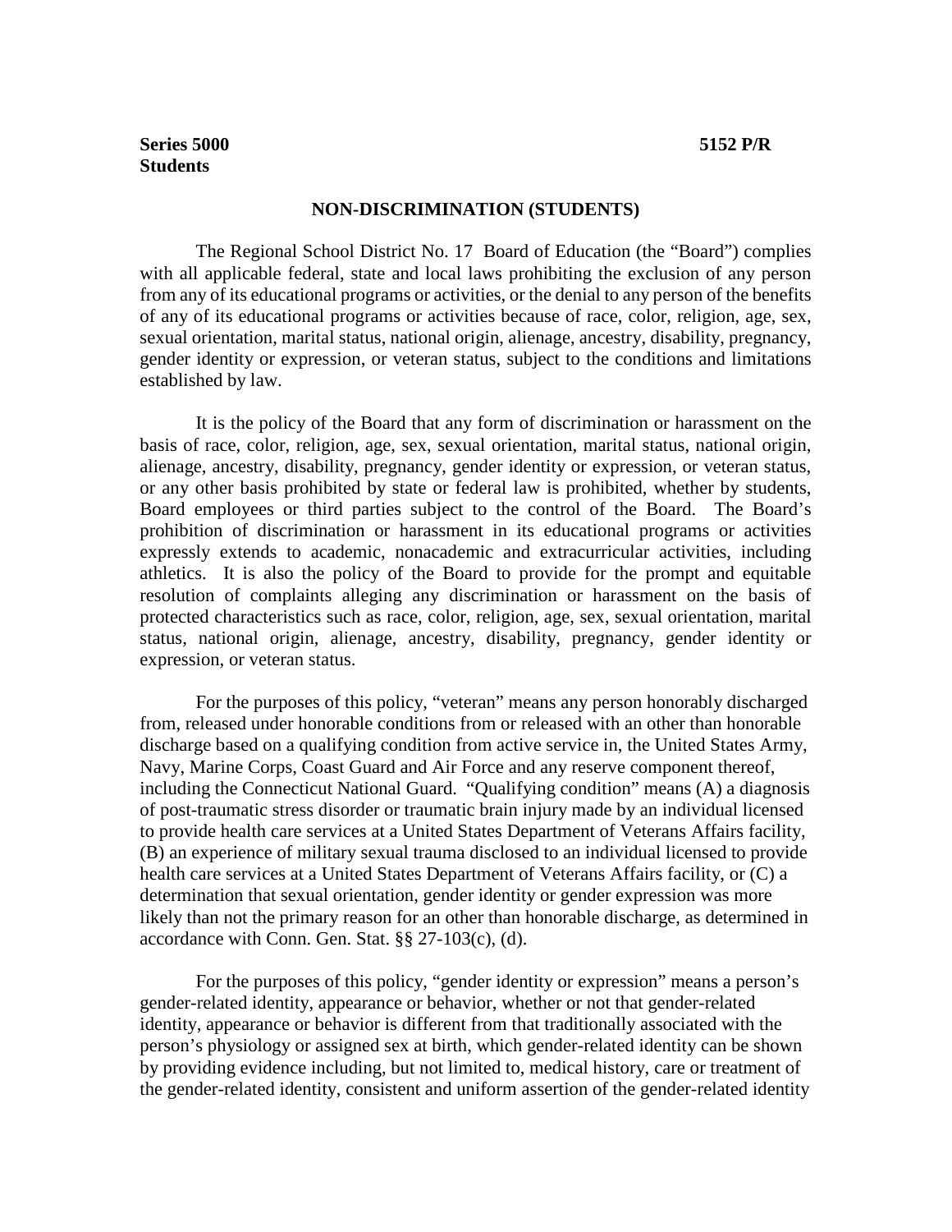**Series 5000** **5152 P/R**
**Students**

**NON-DISCRIMINATION (STUDENTS)**

The Regional School District No. 17 Board of Education (the "Board") complies with all applicable federal, state and local laws prohibiting the exclusion of any person from any of its educational programs or activities, or the denial to any person of the benefits of any of its educational programs or activities because of race, color, religion, age, sex, sexual orientation, marital status, national origin, alienage, ancestry, disability, pregnancy, gender identity or expression, or veteran status, subject to the conditions and limitations established by law.

It is the policy of the Board that any form of discrimination or harassment on the basis of race, color, religion, age, sex, sexual orientation, marital status, national origin, alienage, ancestry, disability, pregnancy, gender identity or expression, or veteran status, or any other basis prohibited by state or federal law is prohibited, whether by students, Board employees or third parties subject to the control of the Board. The Board's prohibition of discrimination or harassment in its educational programs or activities expressly extends to academic, nonacademic and extracurricular activities, including athletics. It is also the policy of the Board to provide for the prompt and equitable resolution of complaints alleging any discrimination or harassment on the basis of protected characteristics such as race, color, religion, age, sex, sexual orientation, marital status, national origin, alienage, ancestry, disability, pregnancy, gender identity or expression, or veteran status.

For the purposes of this policy, "veteran" means any person honorably discharged from, released under honorable conditions from or released with an other than honorable discharge based on a qualifying condition from active service in, the United States Army, Navy, Marine Corps, Coast Guard and Air Force and any reserve component thereof, including the Connecticut National Guard. "Qualifying condition" means (A) a diagnosis of post-traumatic stress disorder or traumatic brain injury made by an individual licensed to provide health care services at a United States Department of Veterans Affairs facility, (B) an experience of military sexual trauma disclosed to an individual licensed to provide health care services at a United States Department of Veterans Affairs facility, or (C) a determination that sexual orientation, gender identity or gender expression was more likely than not the primary reason for an other than honorable discharge, as determined in accordance with Conn. Gen. Stat. §§ 27-103(c), (d).

For the purposes of this policy, "gender identity or expression" means a person's gender-related identity, appearance or behavior, whether or not that gender-related identity, appearance or behavior is different from that traditionally associated with the person's physiology or assigned sex at birth, which gender-related identity can be shown by providing evidence including, but not limited to, medical history, care or treatment of the gender-related identity, consistent and uniform assertion of the gender-related identity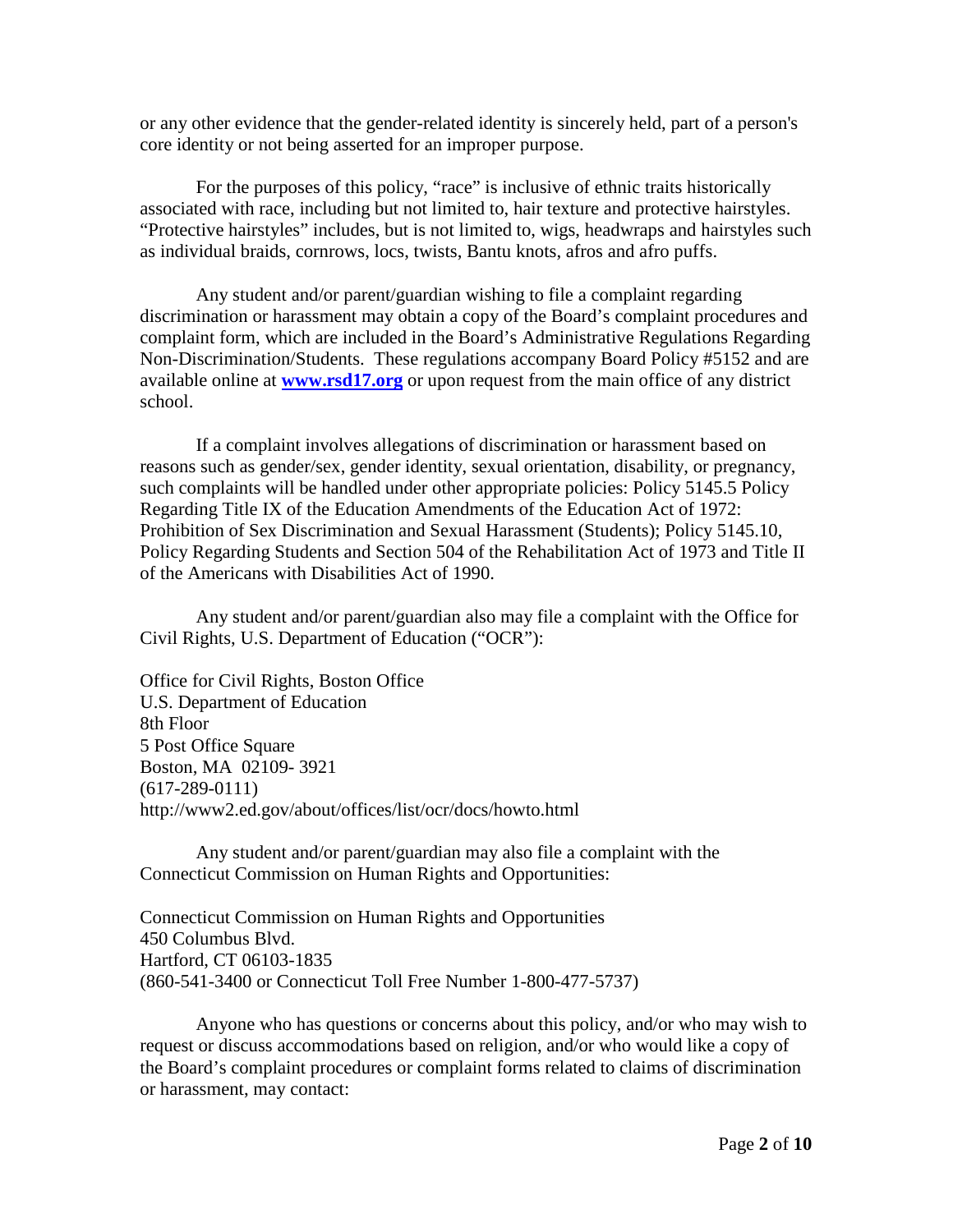or any other evidence that the gender-related identity is sincerely held, part of a person's core identity or not being asserted for an improper purpose.

For the purposes of this policy, "race" is inclusive of ethnic traits historically associated with race, including but not limited to, hair texture and protective hairstyles. "Protective hairstyles" includes, but is not limited to, wigs, headwraps and hairstyles such as individual braids, cornrows, locs, twists, Bantu knots, afros and afro puffs.

Any student and/or parent/guardian wishing to file a complaint regarding discrimination or harassment may obtain a copy of the Board's complaint procedures and complaint form, which are included in the Board's Administrative Regulations Regarding Non-Discrimination/Students. These regulations accompany Board Policy #5152 and are available online at **www.rsd17.org** or upon request from the main office of any district school.

If a complaint involves allegations of discrimination or harassment based on reasons such as gender/sex, gender identity, sexual orientation, disability, or pregnancy, such complaints will be handled under other appropriate policies: Policy 5145.5 Policy Regarding Title IX of the Education Amendments of the Education Act of 1972: Prohibition of Sex Discrimination and Sexual Harassment (Students); Policy 5145.10, Policy Regarding Students and Section 504 of the Rehabilitation Act of 1973 and Title II of the Americans with Disabilities Act of 1990.

Any student and/or parent/guardian also may file a complaint with the Office for Civil Rights, U.S. Department of Education ("OCR"):

Office for Civil Rights, Boston Office  
U.S. Department of Education  
8th Floor  
5 Post Office Square  
Boston, MA 02109- 3921  
(617-289-0111)  
http://www2.ed.gov/about/offices/list/ocr/docs/howto.html

Any student and/or parent/guardian may also file a complaint with the Connecticut Commission on Human Rights and Opportunities:

Connecticut Commission on Human Rights and Opportunities  
450 Columbus Blvd.  
Hartford, CT 06103-1835  
(860-541-3400 or Connecticut Toll Free Number 1-800-477-5737)

Anyone who has questions or concerns about this policy, and/or who may wish to request or discuss accommodations based on religion, and/or who would like a copy of the Board's complaint procedures or complaint forms related to claims of discrimination or harassment, may contact: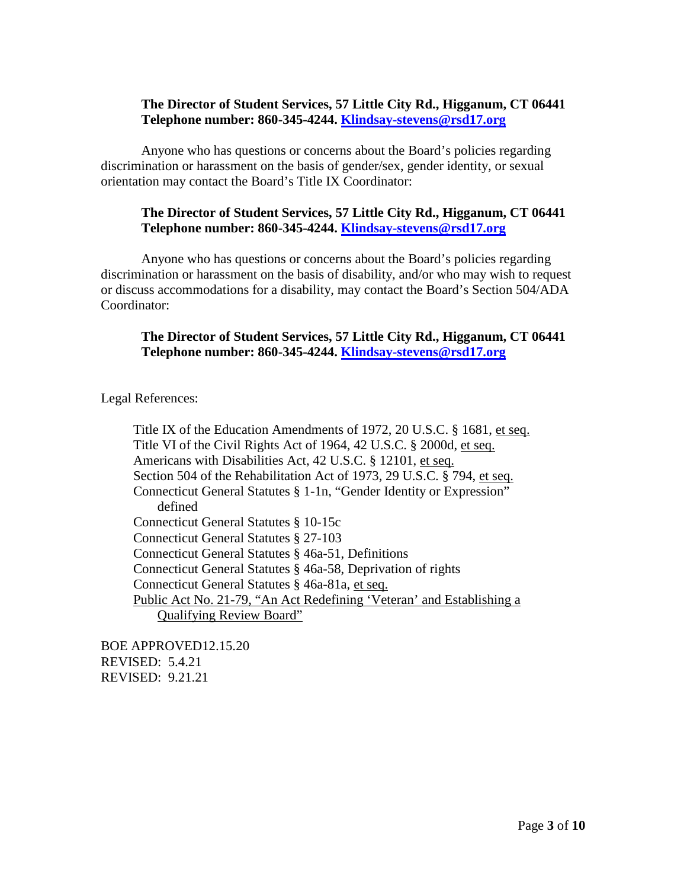**The Director of Student Services, 57 Little City Rd., Higganum, CT 06441**
**Telephone number: 860-345-4244. Klindsay-stevens@rsd17.org**

Anyone who has questions or concerns about the Board's policies regarding discrimination or harassment on the basis of gender/sex, gender identity, or sexual orientation may contact the Board's Title IX Coordinator:

**The Director of Student Services, 57 Little City Rd., Higganum, CT 06441**
**Telephone number: 860-345-4244. Klindsay-stevens@rsd17.org**

Anyone who has questions or concerns about the Board's policies regarding discrimination or harassment on the basis of disability, and/or who may wish to request or discuss accommodations for a disability, may contact the Board's Section 504/ADA Coordinator:

**The Director of Student Services, 57 Little City Rd., Higganum, CT 06441**
**Telephone number: 860-345-4244. Klindsay-stevens@rsd17.org**

Legal References:

Title IX of the Education Amendments of 1972, 20 U.S.C. § 1681, et seq.
Title VI of the Civil Rights Act of 1964, 42 U.S.C. § 2000d, et seq.
Americans with Disabilities Act, 42 U.S.C. § 12101, et seq.
Section 504 of the Rehabilitation Act of 1973, 29 U.S.C. § 794, et seq.
Connecticut General Statutes § 1-1n, "Gender Identity or Expression" defined
Connecticut General Statutes § 10-15c
Connecticut General Statutes § 27-103
Connecticut General Statutes § 46a-51, Definitions
Connecticut General Statutes § 46a-58, Deprivation of rights
Connecticut General Statutes § 46a-81a, et seq.
Public Act No. 21-79, "An Act Redefining 'Veteran' and Establishing a Qualifying Review Board"

BOE APPROVED12.15.20
REVISED: 5.4.21
REVISED: 9.21.21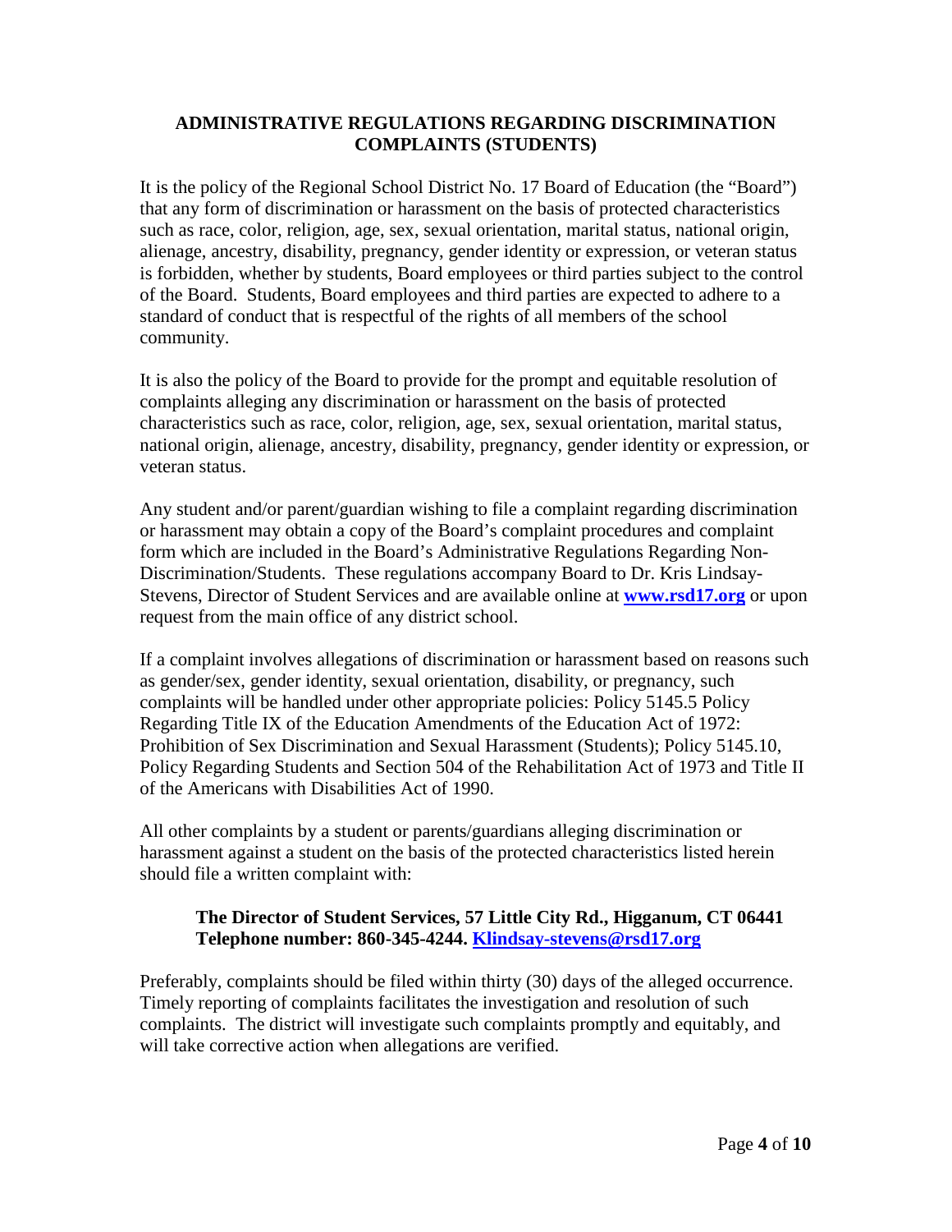## ADMINISTRATIVE REGULATIONS REGARDING DISCRIMINATION COMPLAINTS (STUDENTS)

It is the policy of the Regional School District No. 17 Board of Education (the "Board") that any form of discrimination or harassment on the basis of protected characteristics such as race, color, religion, age, sex, sexual orientation, marital status, national origin, alienage, ancestry, disability, pregnancy, gender identity or expression, or veteran status is forbidden, whether by students, Board employees or third parties subject to the control of the Board. Students, Board employees and third parties are expected to adhere to a standard of conduct that is respectful of the rights of all members of the school community.

It is also the policy of the Board to provide for the prompt and equitable resolution of complaints alleging any discrimination or harassment on the basis of protected characteristics such as race, color, religion, age, sex, sexual orientation, marital status, national origin, alienage, ancestry, disability, pregnancy, gender identity or expression, or veteran status.

Any student and/or parent/guardian wishing to file a complaint regarding discrimination or harassment may obtain a copy of the Board's complaint procedures and complaint form which are included in the Board's Administrative Regulations Regarding Non-Discrimination/Students. These regulations accompany Board to Dr. Kris Lindsay-Stevens, Director of Student Services and are available online at **www.rsd17.org** or upon request from the main office of any district school.

If a complaint involves allegations of discrimination or harassment based on reasons such as gender/sex, gender identity, sexual orientation, disability, or pregnancy, such complaints will be handled under other appropriate policies: Policy 5145.5 Policy Regarding Title IX of the Education Amendments of the Education Act of 1972: Prohibition of Sex Discrimination and Sexual Harassment (Students); Policy 5145.10, Policy Regarding Students and Section 504 of the Rehabilitation Act of 1973 and Title II of the Americans with Disabilities Act of 1990.

All other complaints by a student or parents/guardians alleging discrimination or harassment against a student on the basis of the protected characteristics listed herein should file a written complaint with:

> **The Director of Student Services, 57 Little City Rd., Higganum, CT 06441**
> **Telephone number: 860-345-4244. Klindsay-stevens@rsd17.org**

Preferably, complaints should be filed within thirty (30) days of the alleged occurrence. Timely reporting of complaints facilitates the investigation and resolution of such complaints. The district will investigate such complaints promptly and equitably, and will take corrective action when allegations are verified.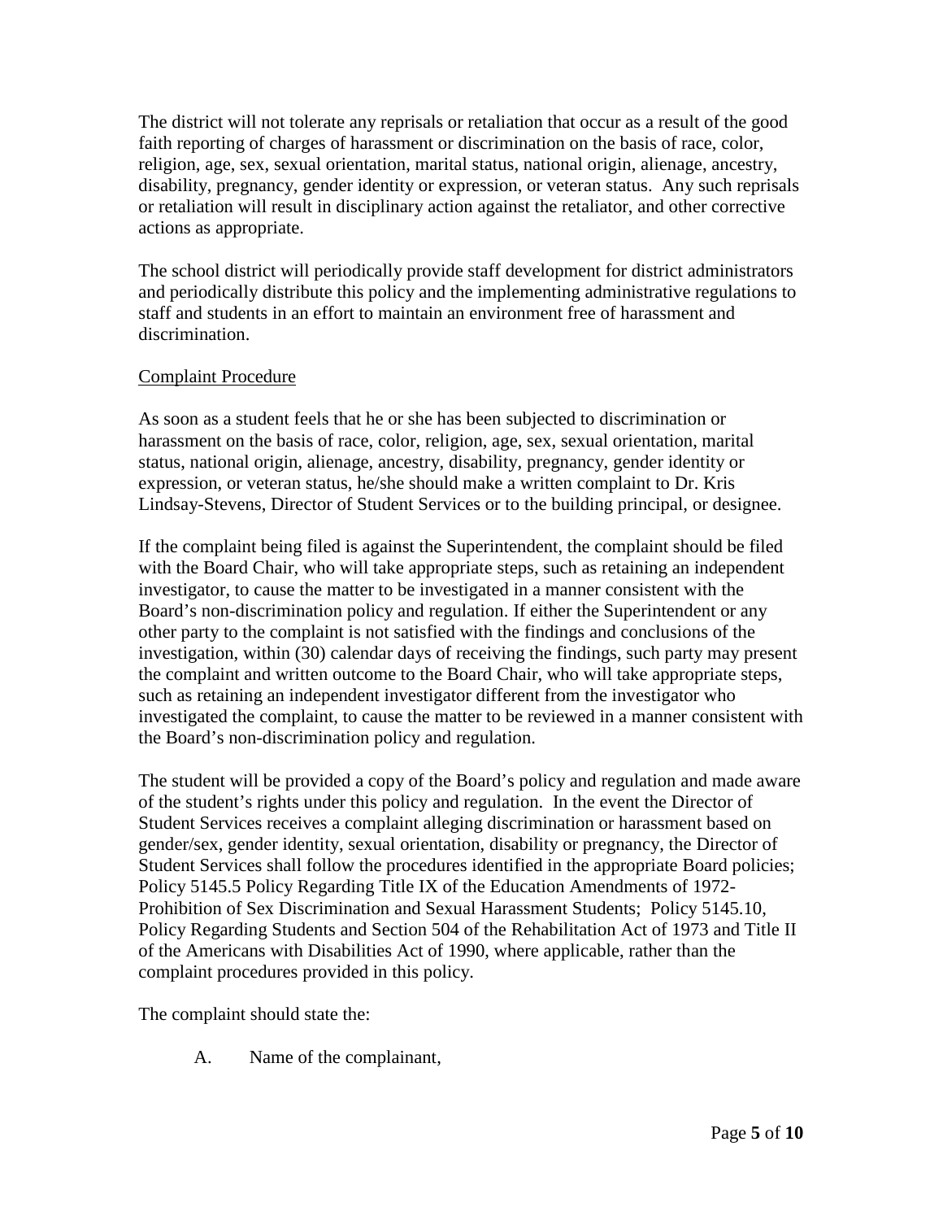The district will not tolerate any reprisals or retaliation that occur as a result of the good faith reporting of charges of harassment or discrimination on the basis of race, color, religion, age, sex, sexual orientation, marital status, national origin, alienage, ancestry, disability, pregnancy, gender identity or expression, or veteran status. Any such reprisals or retaliation will result in disciplinary action against the retaliator, and other corrective actions as appropriate.

The school district will periodically provide staff development for district administrators and periodically distribute this policy and the implementing administrative regulations to staff and students in an effort to maintain an environment free of harassment and discrimination.

<u>Complaint Procedure</u>

As soon as a student feels that he or she has been subjected to discrimination or harassment on the basis of race, color, religion, age, sex, sexual orientation, marital status, national origin, alienage, ancestry, disability, pregnancy, gender identity or expression, or veteran status, he/she should make a written complaint to Dr. Kris Lindsay-Stevens, Director of Student Services or to the building principal, or designee.

If the complaint being filed is against the Superintendent, the complaint should be filed with the Board Chair, who will take appropriate steps, such as retaining an independent investigator, to cause the matter to be investigated in a manner consistent with the Board's non-discrimination policy and regulation. If either the Superintendent or any other party to the complaint is not satisfied with the findings and conclusions of the investigation, within (30) calendar days of receiving the findings, such party may present the complaint and written outcome to the Board Chair, who will take appropriate steps, such as retaining an independent investigator different from the investigator who investigated the complaint, to cause the matter to be reviewed in a manner consistent with the Board's non-discrimination policy and regulation.

The student will be provided a copy of the Board's policy and regulation and made aware of the student's rights under this policy and regulation. In the event the Director of Student Services receives a complaint alleging discrimination or harassment based on gender/sex, gender identity, sexual orientation, disability or pregnancy, the Director of Student Services shall follow the procedures identified in the appropriate Board policies; Policy 5145.5 Policy Regarding Title IX of the Education Amendments of 1972- Prohibition of Sex Discrimination and Sexual Harassment Students; Policy 5145.10, Policy Regarding Students and Section 504 of the Rehabilitation Act of 1973 and Title II of the Americans with Disabilities Act of 1990, where applicable, rather than the complaint procedures provided in this policy.

The complaint should state the:

A. Name of the complainant,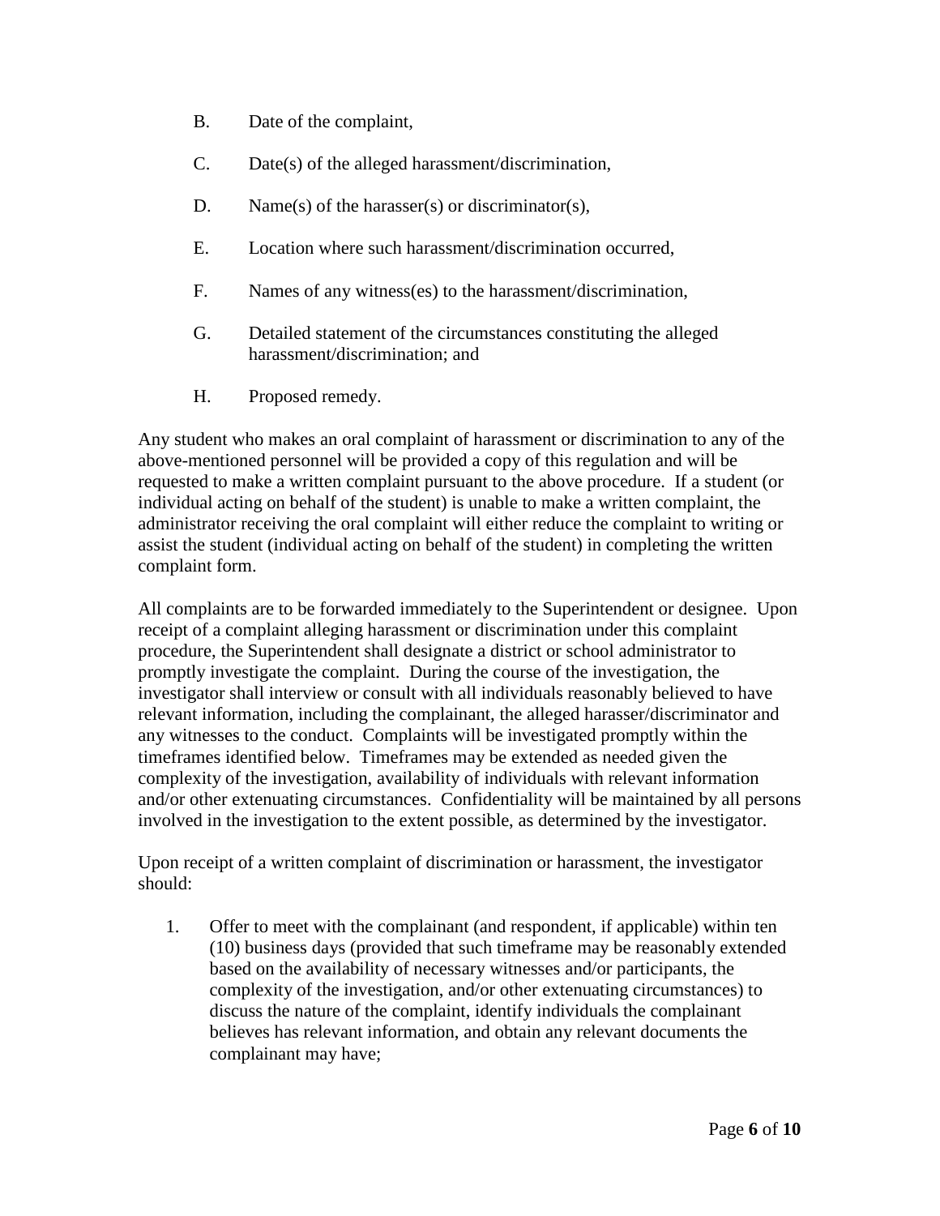B. Date of the complaint,

C. Date(s) of the alleged harassment/discrimination,

D. Name(s) of the harasser(s) or discriminator(s),

E. Location where such harassment/discrimination occurred,

F. Names of any witness(es) to the harassment/discrimination,

G. Detailed statement of the circumstances constituting the alleged harassment/discrimination; and

H. Proposed remedy.

Any student who makes an oral complaint of harassment or discrimination to any of the above-mentioned personnel will be provided a copy of this regulation and will be requested to make a written complaint pursuant to the above procedure. If a student (or individual acting on behalf of the student) is unable to make a written complaint, the administrator receiving the oral complaint will either reduce the complaint to writing or assist the student (individual acting on behalf of the student) in completing the written complaint form.

All complaints are to be forwarded immediately to the Superintendent or designee. Upon receipt of a complaint alleging harassment or discrimination under this complaint procedure, the Superintendent shall designate a district or school administrator to promptly investigate the complaint. During the course of the investigation, the investigator shall interview or consult with all individuals reasonably believed to have relevant information, including the complainant, the alleged harasser/discriminator and any witnesses to the conduct. Complaints will be investigated promptly within the timeframes identified below. Timeframes may be extended as needed given the complexity of the investigation, availability of individuals with relevant information and/or other extenuating circumstances. Confidentiality will be maintained by all persons involved in the investigation to the extent possible, as determined by the investigator.

Upon receipt of a written complaint of discrimination or harassment, the investigator should:

1. Offer to meet with the complainant (and respondent, if applicable) within ten (10) business days (provided that such timeframe may be reasonably extended based on the availability of necessary witnesses and/or participants, the complexity of the investigation, and/or other extenuating circumstances) to discuss the nature of the complaint, identify individuals the complainant believes has relevant information, and obtain any relevant documents the complainant may have;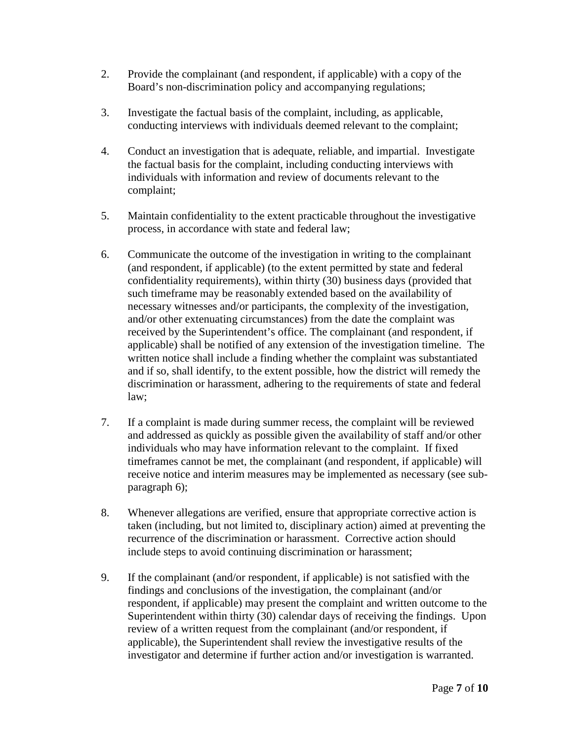2. Provide the complainant (and respondent, if applicable) with a copy of the Board's non-discrimination policy and accompanying regulations;

3. Investigate the factual basis of the complaint, including, as applicable, conducting interviews with individuals deemed relevant to the complaint;

4. Conduct an investigation that is adequate, reliable, and impartial. Investigate the factual basis for the complaint, including conducting interviews with individuals with information and review of documents relevant to the complaint;

5. Maintain confidentiality to the extent practicable throughout the investigative process, in accordance with state and federal law;

6. Communicate the outcome of the investigation in writing to the complainant (and respondent, if applicable) (to the extent permitted by state and federal confidentiality requirements), within thirty (30) business days (provided that such timeframe may be reasonably extended based on the availability of necessary witnesses and/or participants, the complexity of the investigation, and/or other extenuating circumstances) from the date the complaint was received by the Superintendent's office. The complainant (and respondent, if applicable) shall be notified of any extension of the investigation timeline. The written notice shall include a finding whether the complaint was substantiated and if so, shall identify, to the extent possible, how the district will remedy the discrimination or harassment, adhering to the requirements of state and federal law;

7. If a complaint is made during summer recess, the complaint will be reviewed and addressed as quickly as possible given the availability of staff and/or other individuals who may have information relevant to the complaint. If fixed timeframes cannot be met, the complainant (and respondent, if applicable) will receive notice and interim measures may be implemented as necessary (see sub-paragraph 6);

8. Whenever allegations are verified, ensure that appropriate corrective action is taken (including, but not limited to, disciplinary action) aimed at preventing the recurrence of the discrimination or harassment. Corrective action should include steps to avoid continuing discrimination or harassment;

9. If the complainant (and/or respondent, if applicable) is not satisfied with the findings and conclusions of the investigation, the complainant (and/or respondent, if applicable) may present the complaint and written outcome to the Superintendent within thirty (30) calendar days of receiving the findings. Upon review of a written request from the complainant (and/or respondent, if applicable), the Superintendent shall review the investigative results of the investigator and determine if further action and/or investigation is warranted.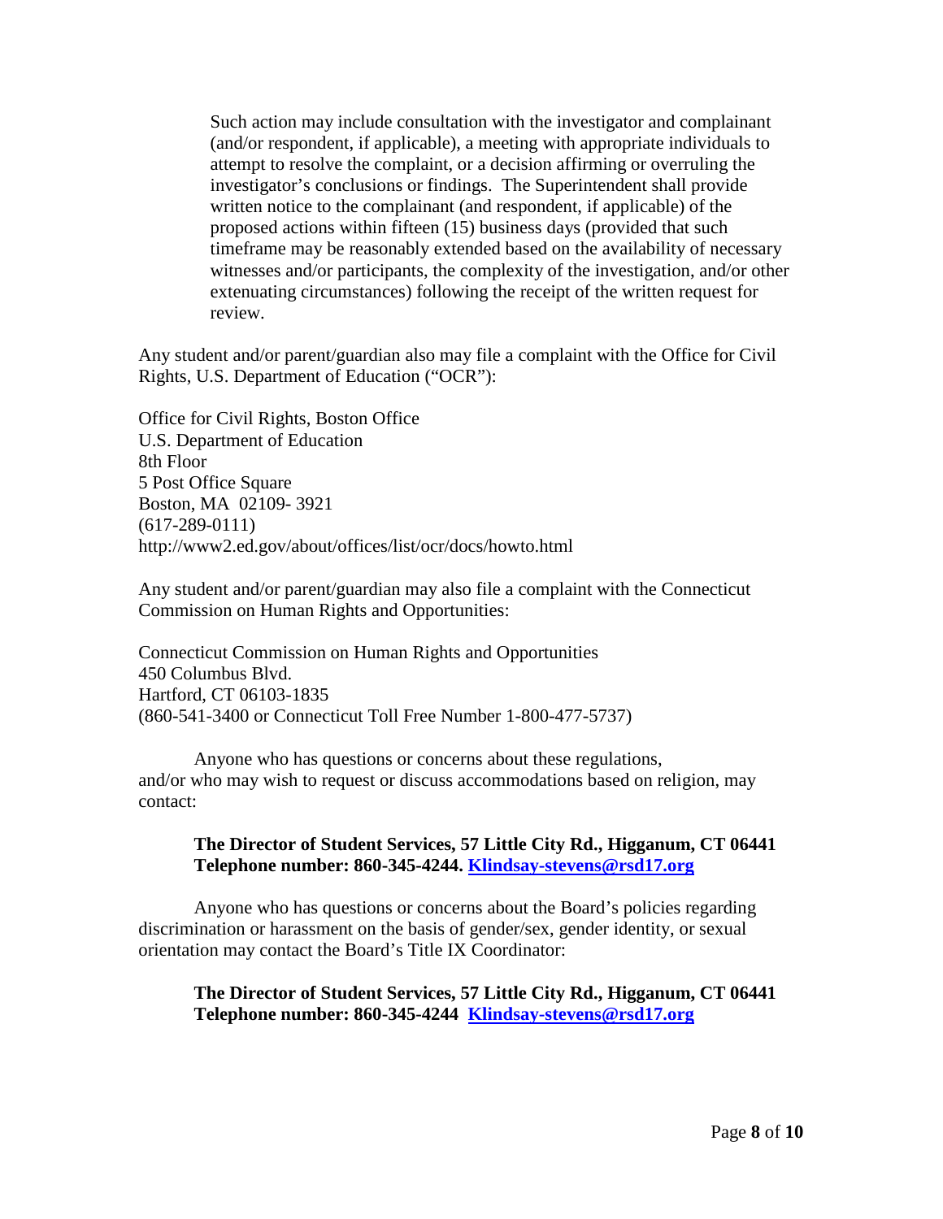Such action may include consultation with the investigator and complainant (and/or respondent, if applicable), a meeting with appropriate individuals to attempt to resolve the complaint, or a decision affirming or overruling the investigator's conclusions or findings. The Superintendent shall provide written notice to the complainant (and respondent, if applicable) of the proposed actions within fifteen (15) business days (provided that such timeframe may be reasonably extended based on the availability of necessary witnesses and/or participants, the complexity of the investigation, and/or other extenuating circumstances) following the receipt of the written request for review.

Any student and/or parent/guardian also may file a complaint with the Office for Civil Rights, U.S. Department of Education ("OCR"):

Office for Civil Rights, Boston Office
U.S. Department of Education
8th Floor
5 Post Office Square
Boston, MA 02109- 3921
(617-289-0111)
http://www2.ed.gov/about/offices/list/ocr/docs/howto.html

Any student and/or parent/guardian may also file a complaint with the Connecticut Commission on Human Rights and Opportunities:

Connecticut Commission on Human Rights and Opportunities
450 Columbus Blvd.
Hartford, CT 06103-1835
(860-541-3400 or Connecticut Toll Free Number 1-800-477-5737)

Anyone who has questions or concerns about these regulations, and/or who may wish to request or discuss accommodations based on religion, may contact:

**The Director of Student Services, 57 Little City Rd., Higganum, CT 06441**
**Telephone number: 860-345-4244. [Klindsay-stevens@rsd17.org](mailto:Klindsay-stevens@rsd17.org)**

Anyone who has questions or concerns about the Board's policies regarding discrimination or harassment on the basis of gender/sex, gender identity, or sexual orientation may contact the Board's Title IX Coordinator:

**The Director of Student Services, 57 Little City Rd., Higganum, CT 06441**
**Telephone number: 860-345-4244 [Klindsay-stevens@rsd17.org](mailto:Klindsay-stevens@rsd17.org)**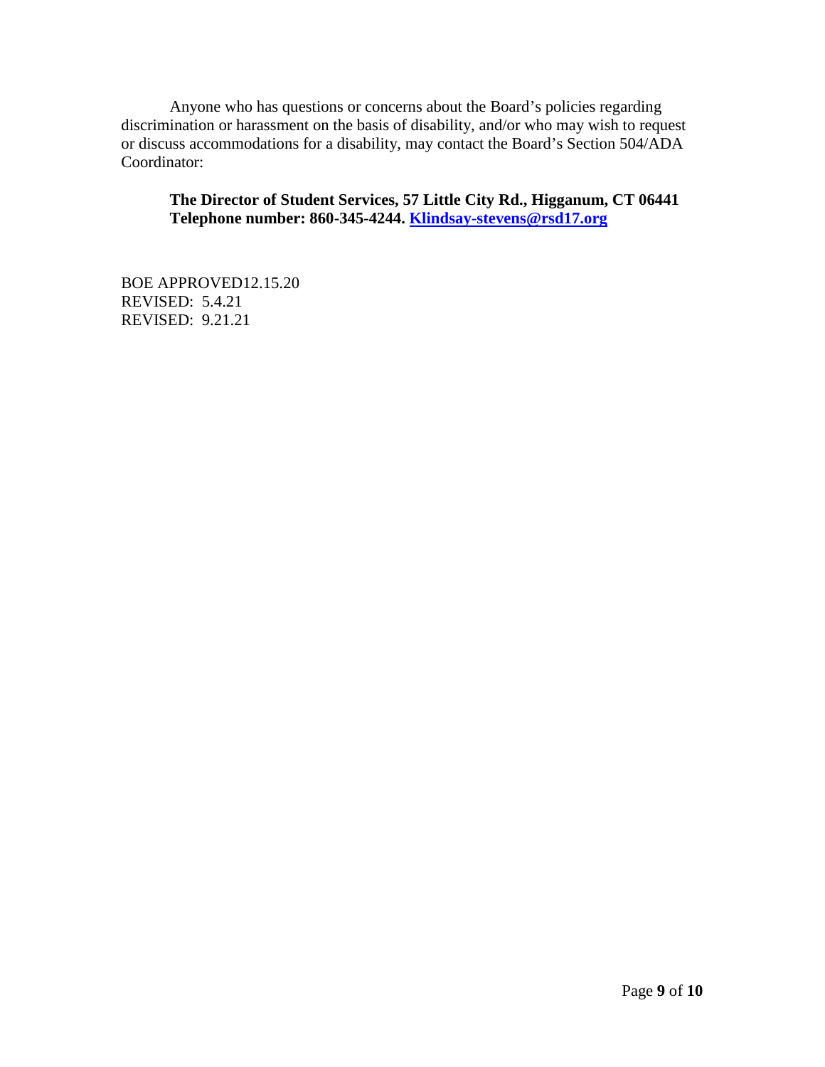Anyone who has questions or concerns about the Board's policies regarding discrimination or harassment on the basis of disability, and/or who may wish to request or discuss accommodations for a disability, may contact the Board's Section 504/ADA Coordinator:

**The Director of Student Services, 57 Little City Rd., Higganum, CT 06441**
**Telephone number: 860-345-4244. [Klindsay-stevens@rsd17.org](mailto:Klindsay-stevens@rsd17.org)**

BOE APPROVED12.15.20
REVISED: 5.4.21
REVISED: 9.21.21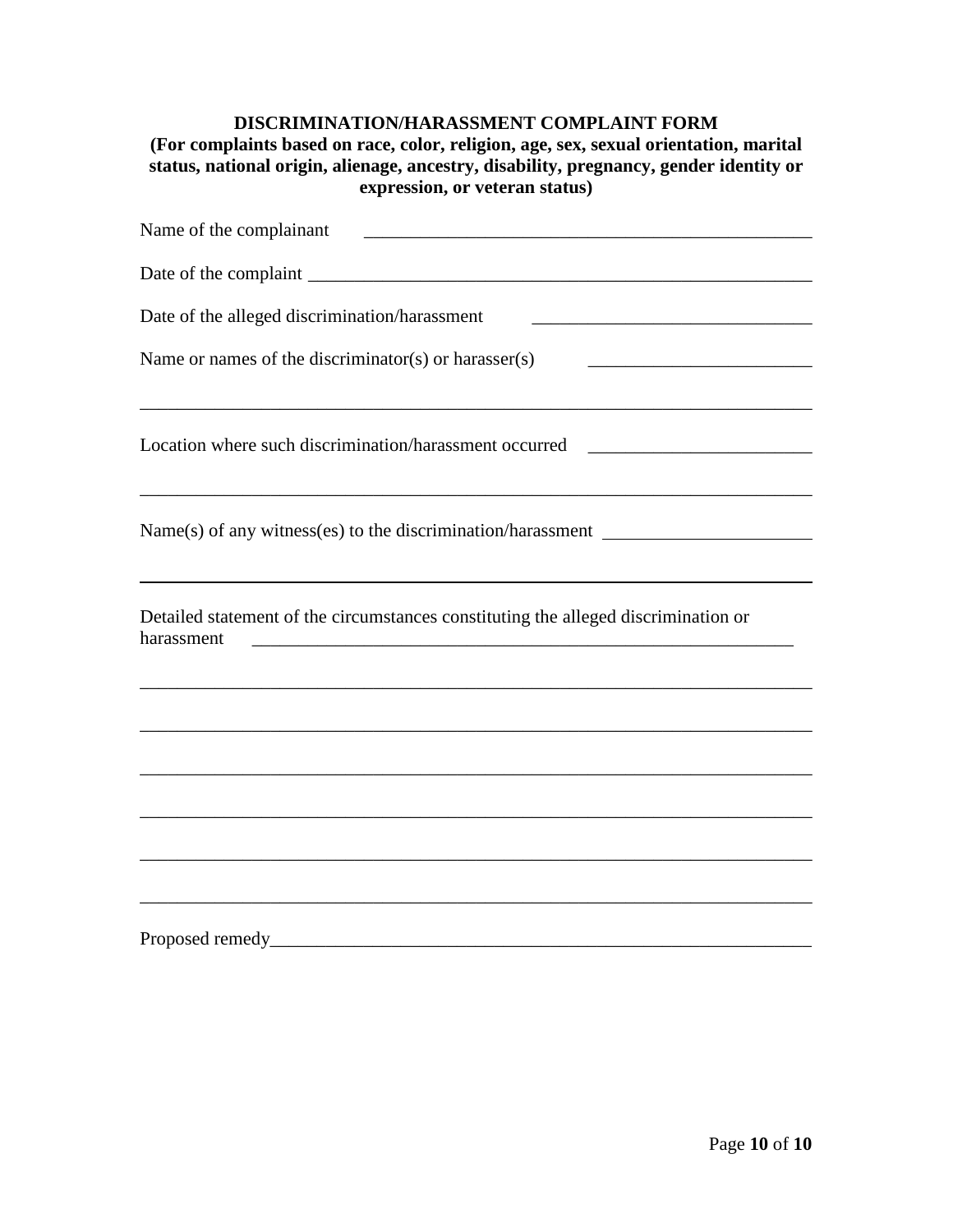**DISCRIMINATION/HARASSMENT COMPLAINT FORM**
**(For complaints based on race, color, religion, age, sex, sexual orientation, marital status, national origin, alienage, ancestry, disability, pregnancy, gender identity or expression, or veteran status)**

Name of the complainant ________________________________________________

Date of the complaint ____________________________________________________

Date of the alleged discrimination/harassment ______________________________

Name or names of the discriminator(s) or harasser(s) ________________________

_________________________________________________________________________

Location where such discrimination/harassment occurred ______________________

_________________________________________________________________________

Name(s) of any witness(es) to the discrimination/harassment ___________________

_________________________________________________________________________

Detailed statement of the circumstances constituting the alleged discrimination or harassment ____________________________________________________________

_________________________________________________________________________

_________________________________________________________________________

_________________________________________________________________________

_________________________________________________________________________

_________________________________________________________________________

_________________________________________________________________________

Proposed remedy__________________________________________________________